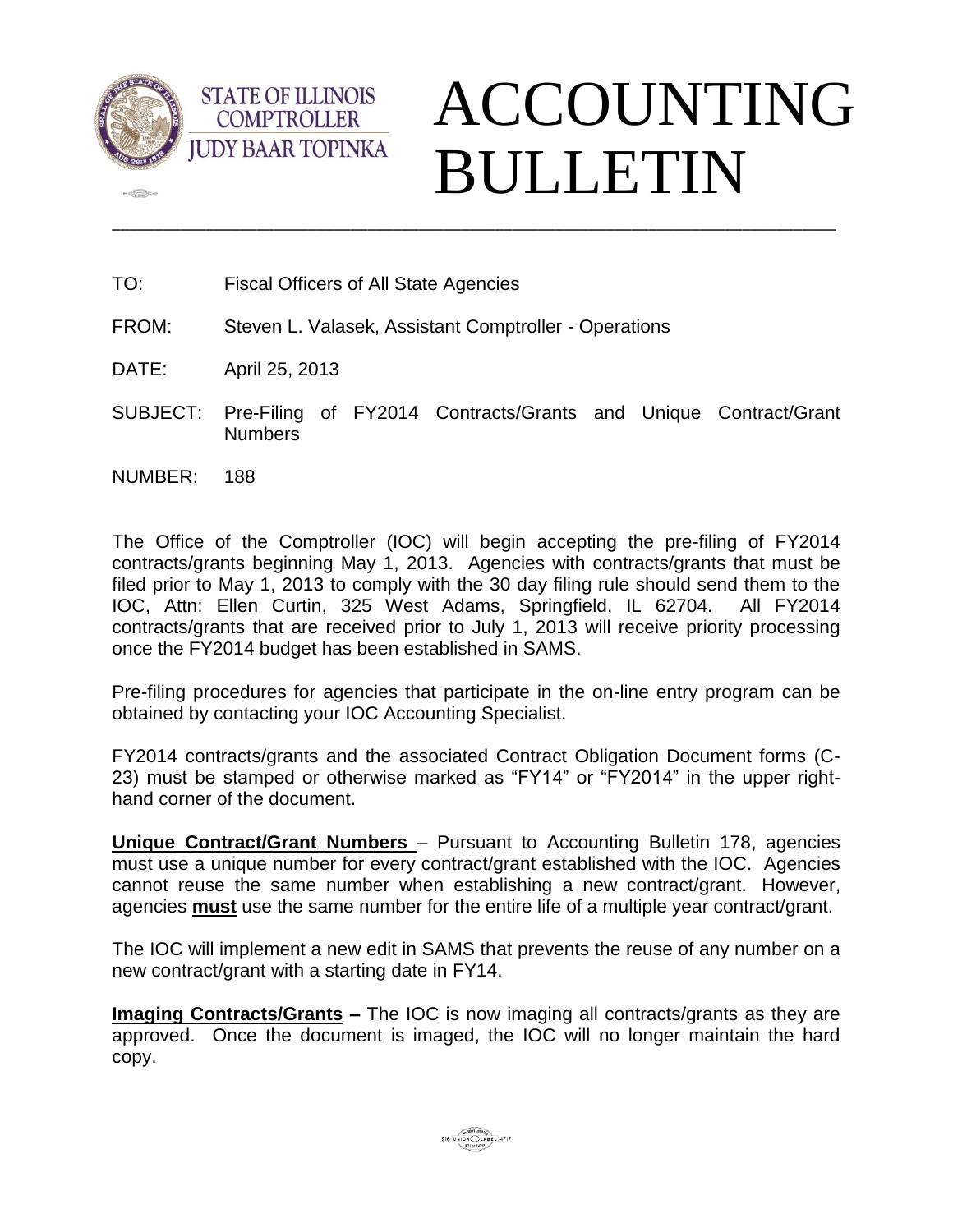STATE OF ILLINOIS
COMPTROLLER
JUDY BAAR TOPINKA

# ACCOUNTING BULLETIN

---

TO: Fiscal Officers of All State Agencies

FROM: Steven L. Valasek, Assistant Comptroller - Operations

DATE: April 25, 2013

SUBJECT: Pre-Filing of FY2014 Contracts/Grants and Unique Contract/Grant Numbers

NUMBER: 188

The Office of the Comptroller (IOC) will begin accepting the pre-filing of FY2014 contracts/grants beginning May 1, 2013. Agencies with contracts/grants that must be filed prior to May 1, 2013 to comply with the 30 day filing rule should send them to the IOC, Attn: Ellen Curtin, 325 West Adams, Springfield, IL 62704. All FY2014 contracts/grants that are received prior to July 1, 2013 will receive priority processing once the FY2014 budget has been established in SAMS.

Pre-filing procedures for agencies that participate in the on-line entry program can be obtained by contacting your IOC Accounting Specialist.

FY2014 contracts/grants and the associated Contract Obligation Document forms (C-23) must be stamped or otherwise marked as "FY14" or "FY2014" in the upper right-hand corner of the document.

**Unique Contract/Grant Numbers** – Pursuant to Accounting Bulletin 178, agencies must use a unique number for every contract/grant established with the IOC. Agencies cannot reuse the same number when establishing a new contract/grant. However, agencies **must** use the same number for the entire life of a multiple year contract/grant.

The IOC will implement a new edit in SAMS that prevents the reuse of any number on a new contract/grant with a starting date in FY14.

**Imaging Contracts/Grants –** The IOC is now imaging all contracts/grants as they are approved. Once the document is imaged, the IOC will no longer maintain the hard copy.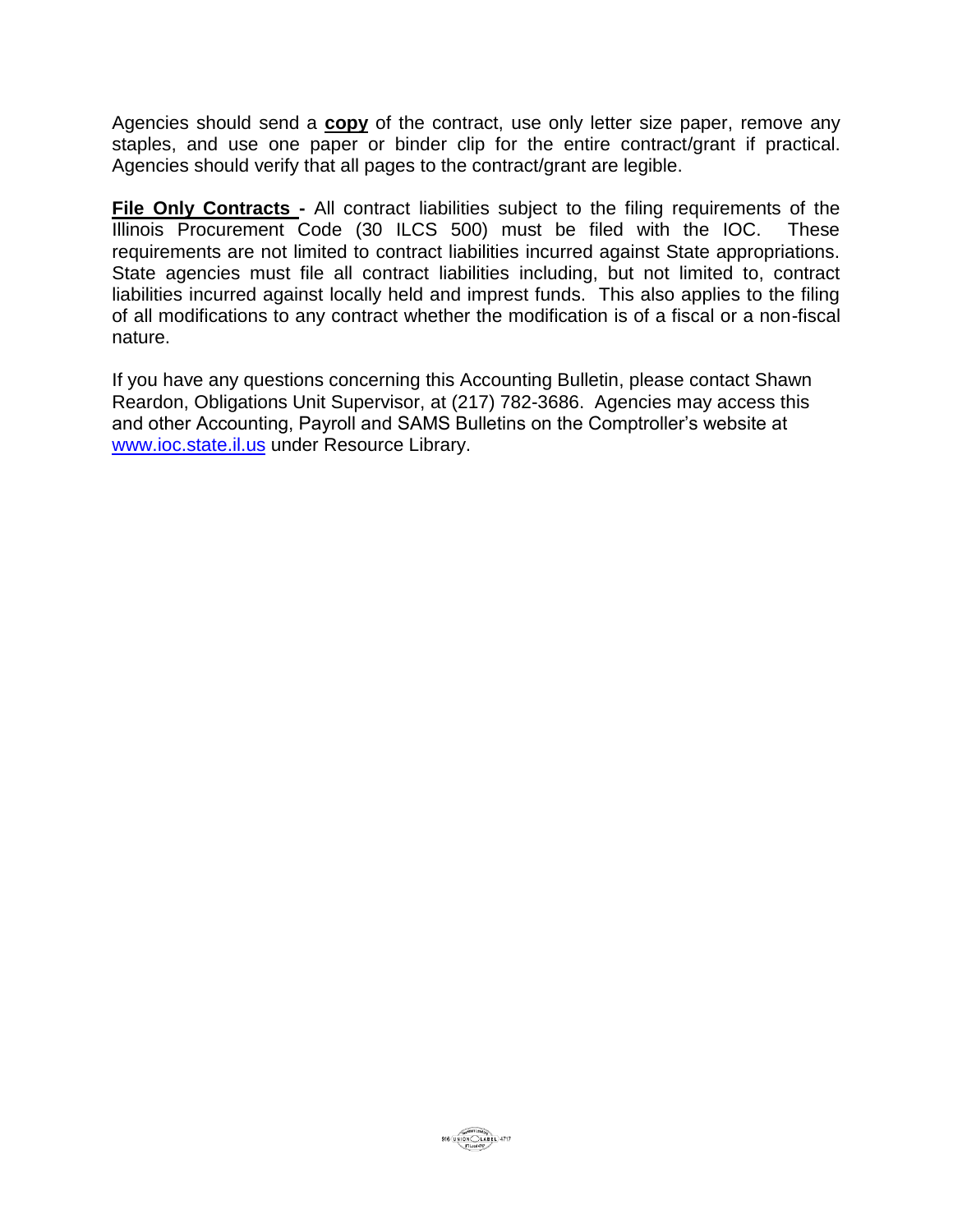Agencies should send a **copy** of the contract, use only letter size paper, remove any staples, and use one paper or binder clip for the entire contract/grant if practical. Agencies should verify that all pages to the contract/grant are legible.

**File Only Contracts -** All contract liabilities subject to the filing requirements of the Illinois Procurement Code (30 ILCS 500) must be filed with the IOC. These requirements are not limited to contract liabilities incurred against State appropriations. State agencies must file all contract liabilities including, but not limited to, contract liabilities incurred against locally held and imprest funds. This also applies to the filing of all modifications to any contract whether the modification is of a fiscal or a non-fiscal nature.

If you have any questions concerning this Accounting Bulletin, please contact Shawn Reardon, Obligations Unit Supervisor, at (217) 782-3686. Agencies may access this and other Accounting, Payroll and SAMS Bulletins on the Comptroller's website at www.ioc.state.il.us under Resource Library.